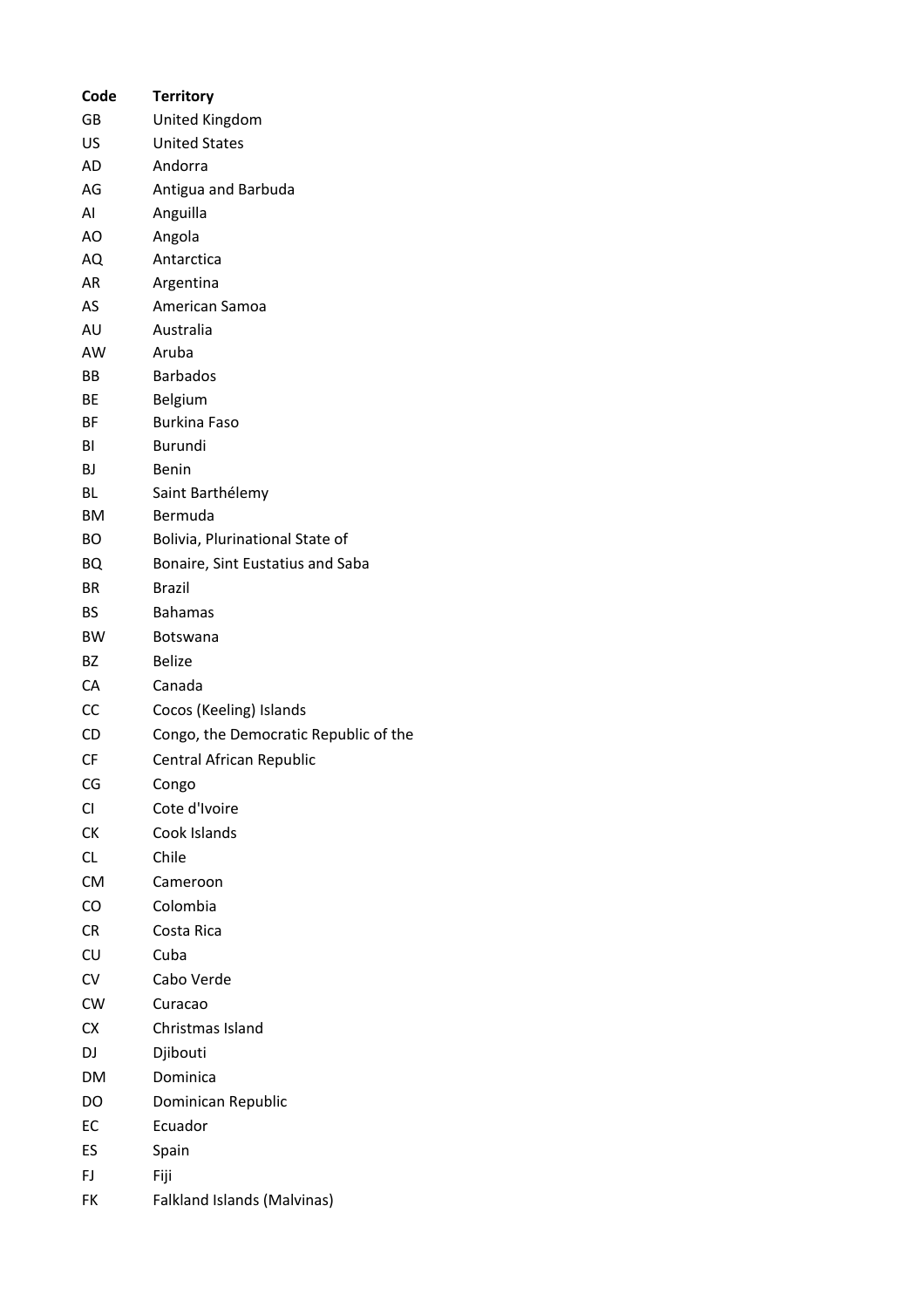| Code | Territory |
| --- | --- |
| GB | United Kingdom |
| US | United States |
| AD | Andorra |
| AG | Antigua and Barbuda |
| AI | Anguilla |
| AO | Angola |
| AQ | Antarctica |
| AR | Argentina |
| AS | American Samoa |
| AU | Australia |
| AW | Aruba |
| BB | Barbados |
| BE | Belgium |
| BF | Burkina Faso |
| BI | Burundi |
| BJ | Benin |
| BL | Saint Barthélemy |
| BM | Bermuda |
| BO | Bolivia, Plurinational State of |
| BQ | Bonaire, Sint Eustatius and Saba |
| BR | Brazil |
| BS | Bahamas |
| BW | Botswana |
| BZ | Belize |
| CA | Canada |
| CC | Cocos (Keeling) Islands |
| CD | Congo, the Democratic Republic of the |
| CF | Central African Republic |
| CG | Congo |
| CI | Cote d'Ivoire |
| CK | Cook Islands |
| CL | Chile |
| CM | Cameroon |
| CO | Colombia |
| CR | Costa Rica |
| CU | Cuba |
| CV | Cabo Verde |
| CW | Curacao |
| CX | Christmas Island |
| DJ | Djibouti |
| DM | Dominica |
| DO | Dominican Republic |
| EC | Ecuador |
| ES | Spain |
| FJ | Fiji |
| FK | Falkland Islands (Malvinas) |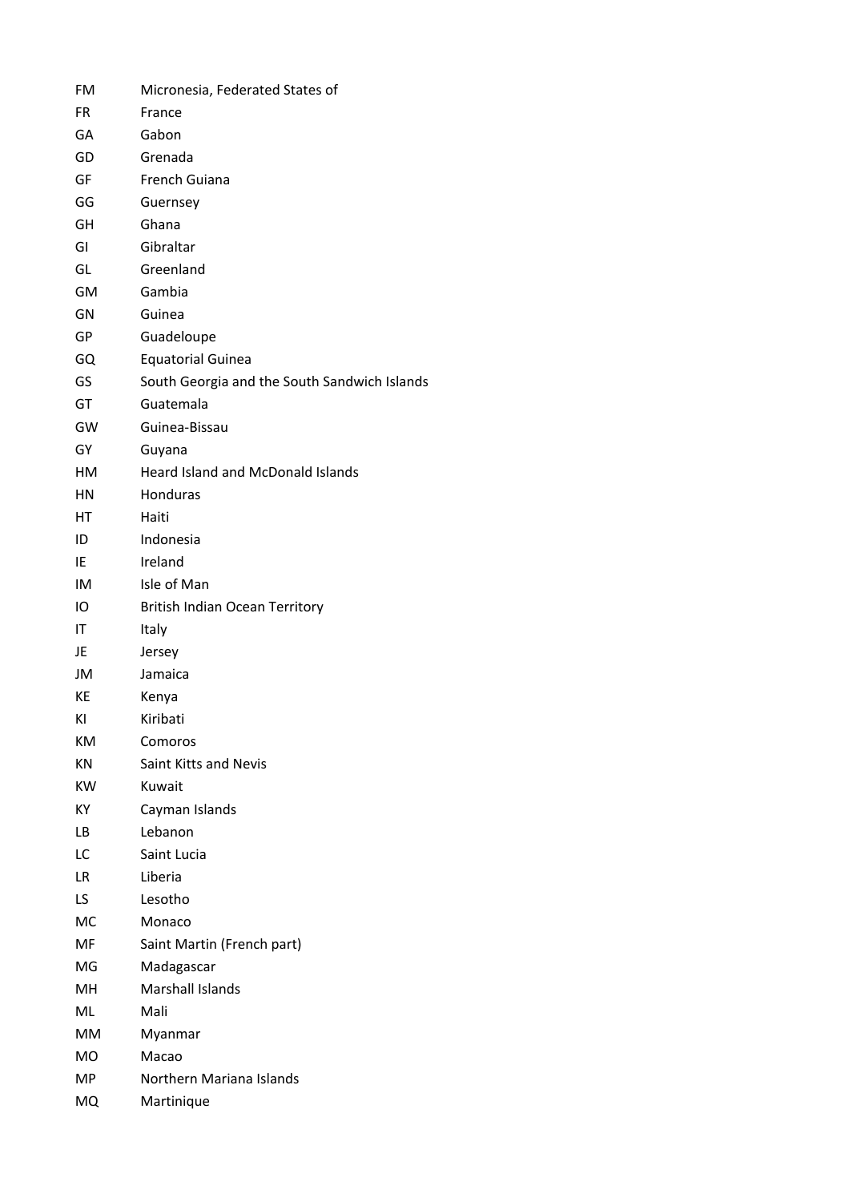| | |
|---|---|
| FM | Micronesia, Federated States of |
| FR | France |
| GA | Gabon |
| GD | Grenada |
| GF | French Guiana |
| GG | Guernsey |
| GH | Ghana |
| GI | Gibraltar |
| GL | Greenland |
| GM | Gambia |
| GN | Guinea |
| GP | Guadeloupe |
| GQ | Equatorial Guinea |
| GS | South Georgia and the South Sandwich Islands |
| GT | Guatemala |
| GW | Guinea-Bissau |
| GY | Guyana |
| HM | Heard Island and McDonald Islands |
| HN | Honduras |
| HT | Haiti |
| ID | Indonesia |
| IE | Ireland |
| IM | Isle of Man |
| IO | British Indian Ocean Territory |
| IT | Italy |
| JE | Jersey |
| JM | Jamaica |
| KE | Kenya |
| KI | Kiribati |
| KM | Comoros |
| KN | Saint Kitts and Nevis |
| KW | Kuwait |
| KY | Cayman Islands |
| LB | Lebanon |
| LC | Saint Lucia |
| LR | Liberia |
| LS | Lesotho |
| MC | Monaco |
| MF | Saint Martin (French part) |
| MG | Madagascar |
| MH | Marshall Islands |
| ML | Mali |
| MM | Myanmar |
| MO | Macao |
| MP | Northern Mariana Islands |
| MQ | Martinique |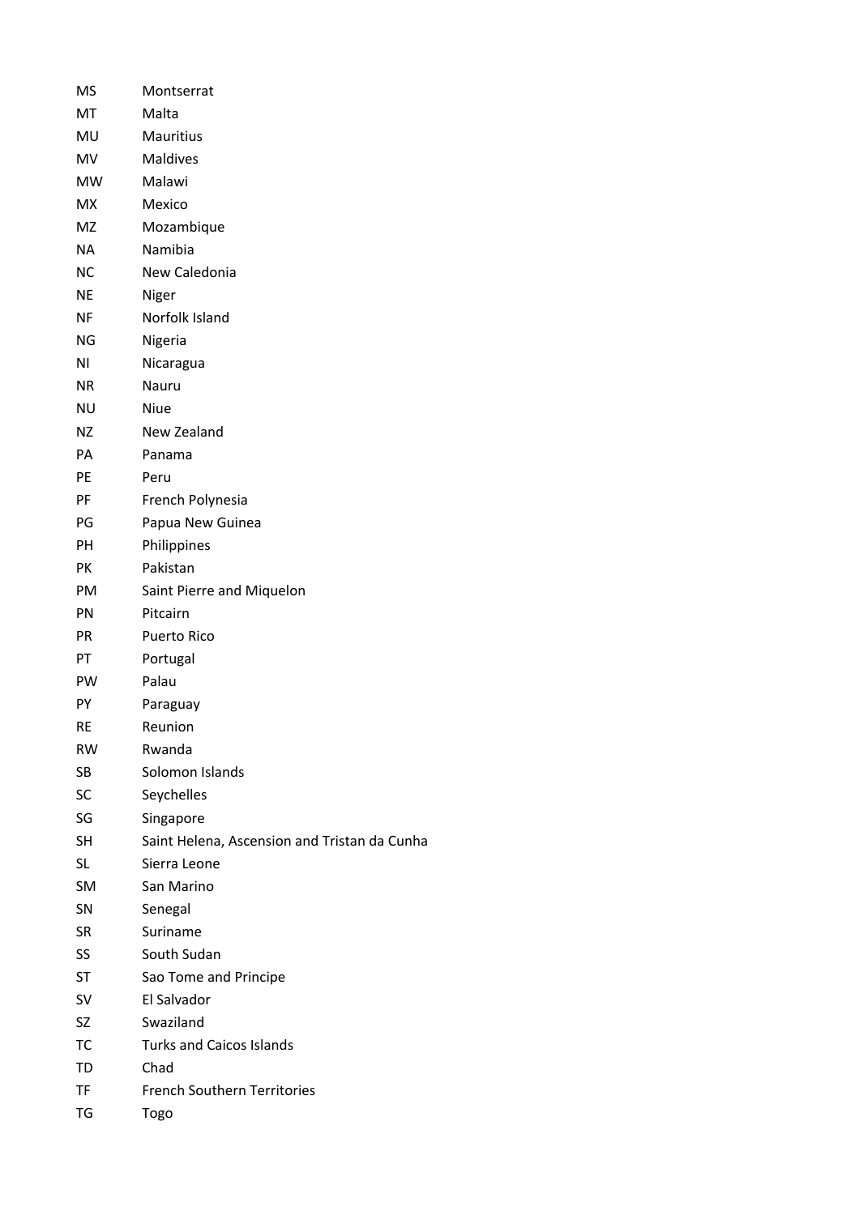| | |
|---|---|
| MS | Montserrat |
| MT | Malta |
| MU | Mauritius |
| MV | Maldives |
| MW | Malawi |
| MX | Mexico |
| MZ | Mozambique |
| NA | Namibia |
| NC | New Caledonia |
| NE | Niger |
| NF | Norfolk Island |
| NG | Nigeria |
| NI | Nicaragua |
| NR | Nauru |
| NU | Niue |
| NZ | New Zealand |
| PA | Panama |
| PE | Peru |
| PF | French Polynesia |
| PG | Papua New Guinea |
| PH | Philippines |
| PK | Pakistan |
| PM | Saint Pierre and Miquelon |
| PN | Pitcairn |
| PR | Puerto Rico |
| PT | Portugal |
| PW | Palau |
| PY | Paraguay |
| RE | Reunion |
| RW | Rwanda |
| SB | Solomon Islands |
| SC | Seychelles |
| SG | Singapore |
| SH | Saint Helena, Ascension and Tristan da Cunha |
| SL | Sierra Leone |
| SM | San Marino |
| SN | Senegal |
| SR | Suriname |
| SS | South Sudan |
| ST | Sao Tome and Principe |
| SV | El Salvador |
| SZ | Swaziland |
| TC | Turks and Caicos Islands |
| TD | Chad |
| TF | French Southern Territories |
| TG | Togo |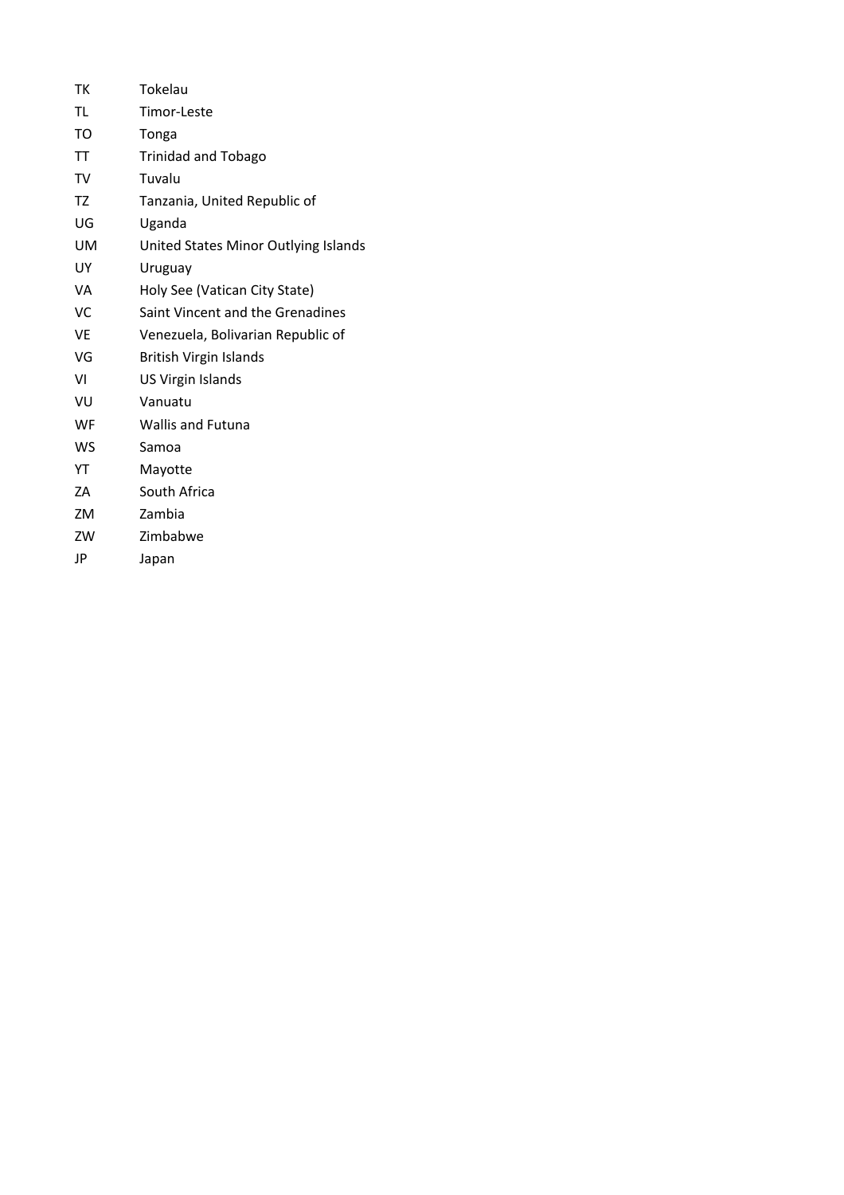| | |
|---|---|
| TK | Tokelau |
| TL | Timor-Leste |
| TO | Tonga |
| TT | Trinidad and Tobago |
| TV | Tuvalu |
| TZ | Tanzania, United Republic of |
| UG | Uganda |
| UM | United States Minor Outlying Islands |
| UY | Uruguay |
| VA | Holy See (Vatican City State) |
| VC | Saint Vincent and the Grenadines |
| VE | Venezuela, Bolivarian Republic of |
| VG | British Virgin Islands |
| VI | US Virgin Islands |
| VU | Vanuatu |
| WF | Wallis and Futuna |
| WS | Samoa |
| YT | Mayotte |
| ZA | South Africa |
| ZM | Zambia |
| ZW | Zimbabwe |
| JP | Japan |